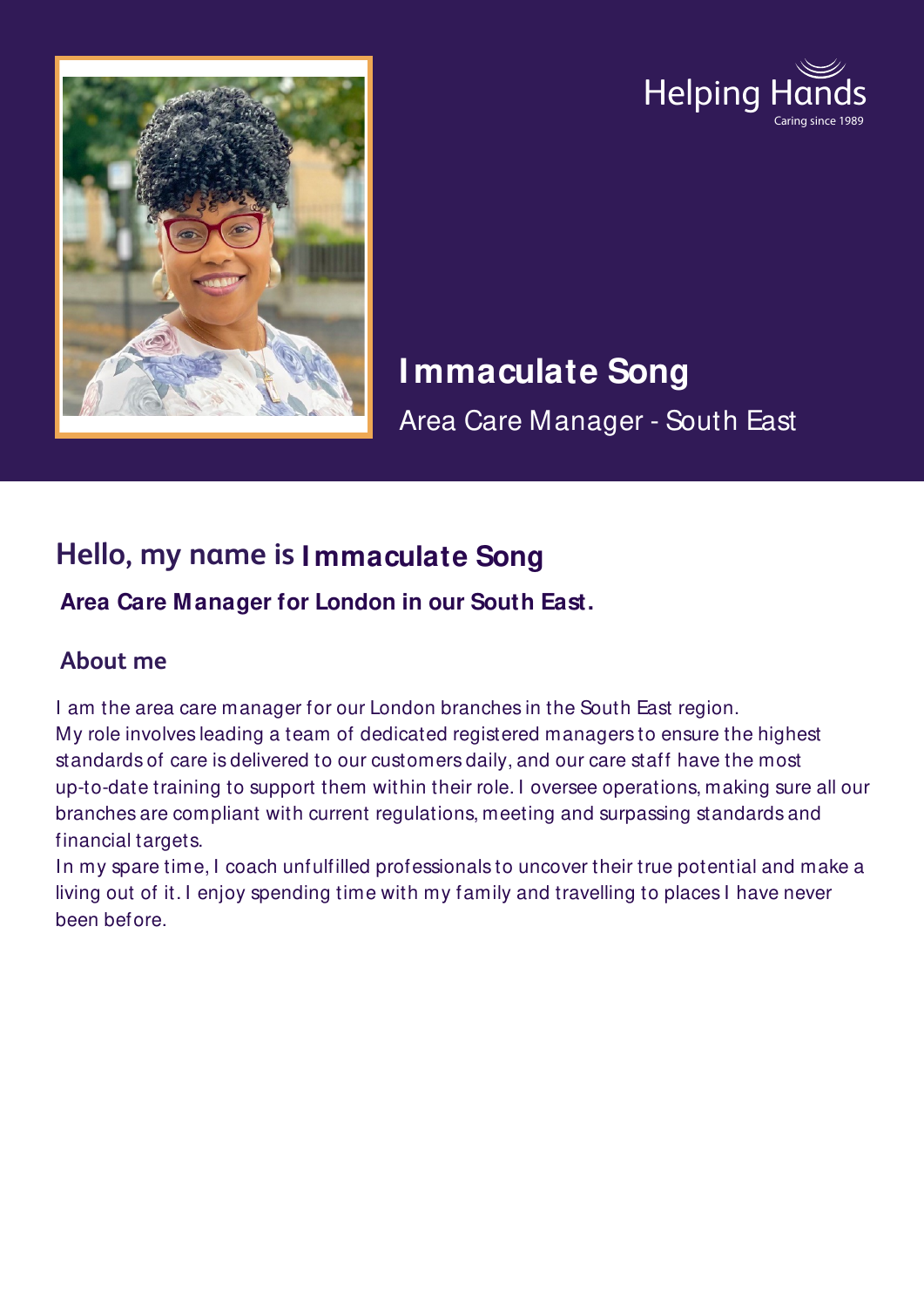Helping Hands
Caring since 1989

# Immaculate Song

Area Care Manager - South East

## Hello, my name is Immaculate Song

**Area Care Manager for London in our South East.**

### About me

I am the area care manager for our London branches in the South East region.
My role involves leading a team of dedicated registered managers to ensure the highest standards of care is delivered to our customers daily, and our care staff have the most up-to-date training to support them within their role. I oversee operations, making sure all our branches are compliant with current regulations, meeting and surpassing standards and financial targets.
In my spare time, I coach unfulfilled professionals to uncover their true potential and make a living out of it. I enjoy spending time with my family and travelling to places I have never been before.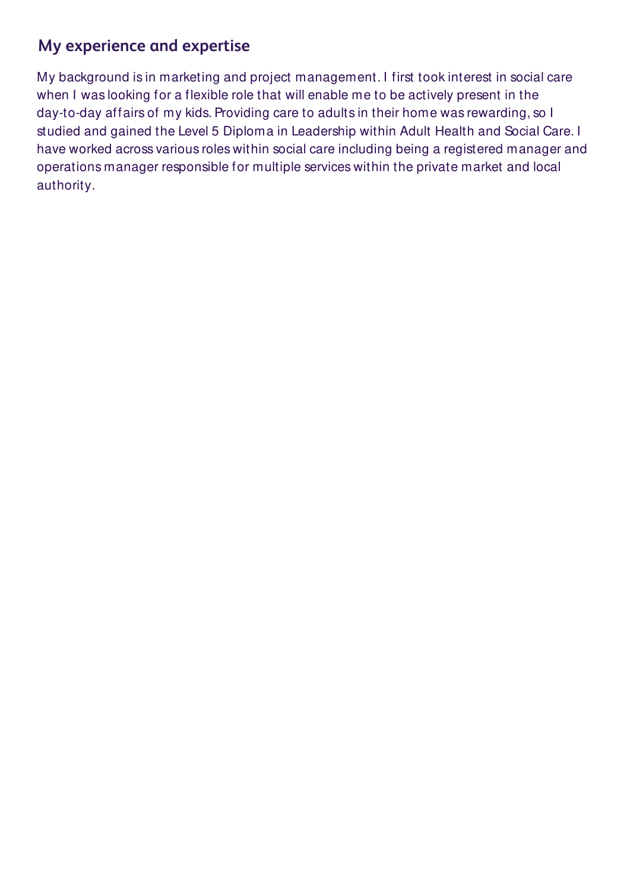## My experience and expertise

My background is in marketing and project management. I first took interest in social care when I was looking for a flexible role that will enable me to be actively present in the day-to-day affairs of my kids. Providing care to adults in their home was rewarding, so I studied and gained the Level 5 Diploma in Leadership within Adult Health and Social Care. I have worked across various roles within social care including being a registered manager and operations manager responsible for multiple services within the private market and local authority.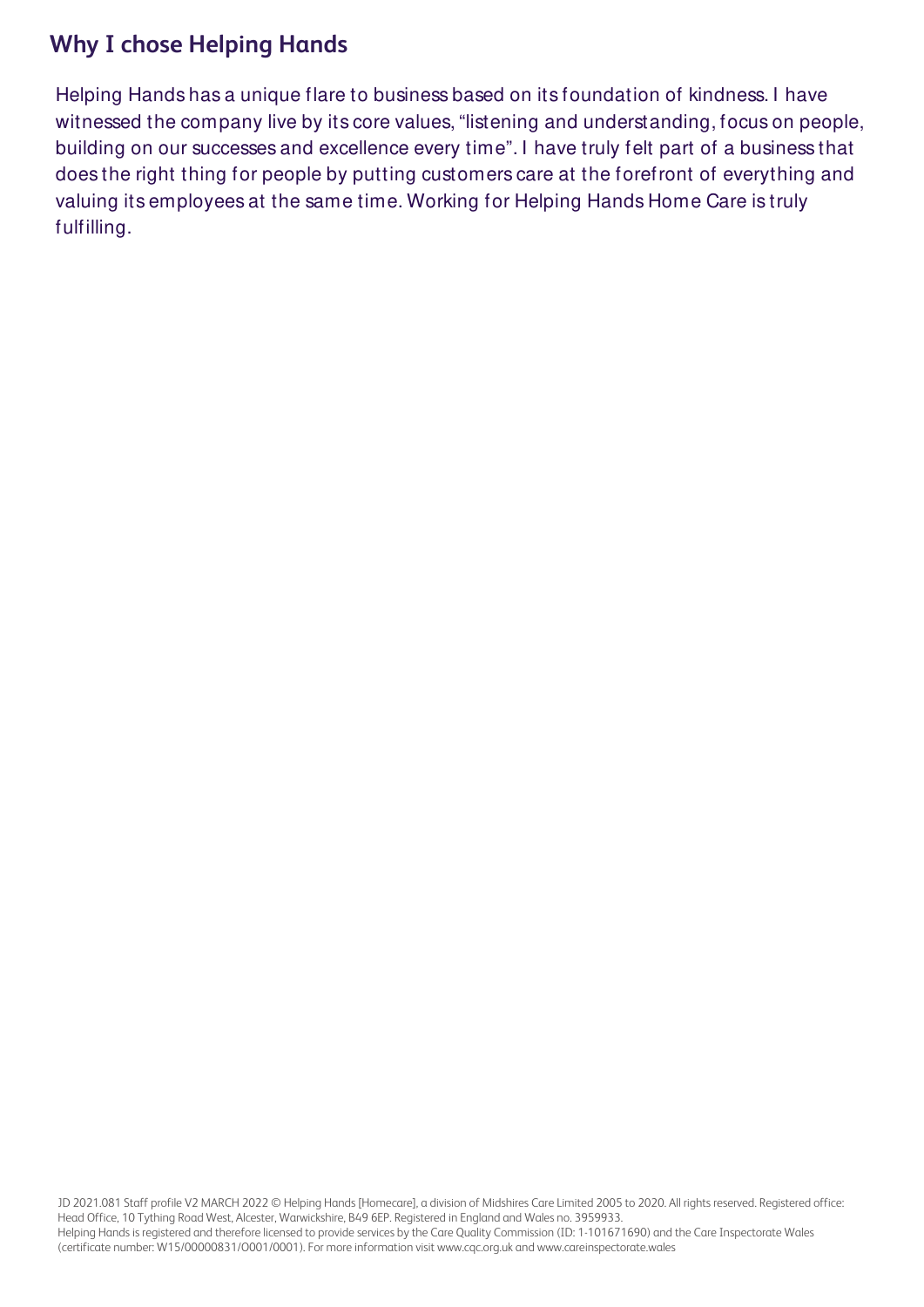## Why I chose Helping Hands

Helping Hands has a unique flare to business based on its foundation of kindness. I have witnessed the company live by its core values, "listening and understanding, focus on people, building on our successes and excellence every time". I have truly felt part of a business that does the right thing for people by putting customers care at the forefront of everything and valuing its employees at the same time. Working for Helping Hands Home Care is truly fulfilling.

JD 2021.081 Staff profile V2 MARCH 2022 © Helping Hands [Homecare], a division of Midshires Care Limited 2005 to 2020. All rights reserved. Registered office: Head Office, 10 Tything Road West, Alcester, Warwickshire, B49 6EP. Registered in England and Wales no. 3959933.
Helping Hands is registered and therefore licensed to provide services by the Care Quality Commission (ID: 1-101671690) and the Care Inspectorate Wales (certificate number: W15/00000831/O001/0001). For more information visit www.cqc.org.uk and www.careinspectorate.wales